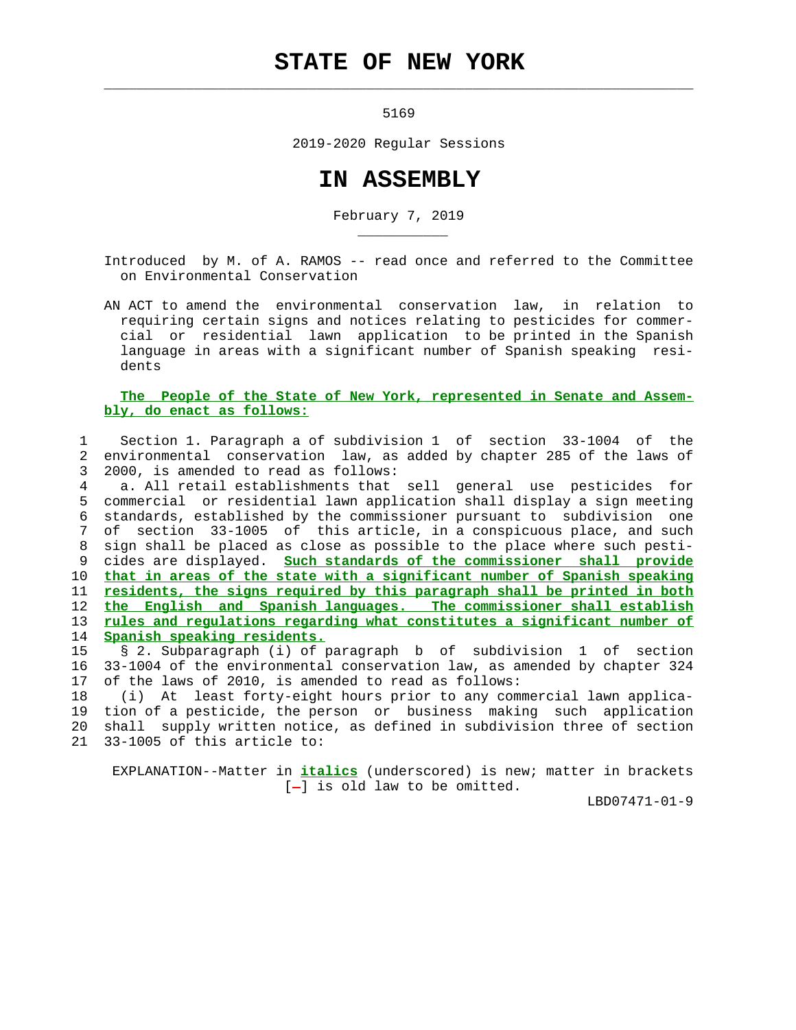# STATE OF NEW YORK

5169

2019-2020 Regular Sessions

# IN ASSEMBLY

February 7, 2019

Introduced by M. of A. RAMOS -- read once and referred to the Committee on Environmental Conservation

AN ACT to amend the environmental conservation law, in relation to requiring certain signs and notices relating to pesticides for commercial or residential lawn application to be printed in the Spanish language in areas with a significant number of Spanish speaking residents

**The People of the State of New York, represented in Senate and Assembly, do enact as follows:**

Section 1. Paragraph a of subdivision 1 of section 33-1004 of the environmental conservation law, as added by chapter 285 of the laws of 2000, is amended to read as follows:

a. All retail establishments that sell general use pesticides for commercial or residential lawn application shall display a sign meeting standards, established by the commissioner pursuant to subdivision one of section 33-1005 of this article, in a conspicuous place, and such sign shall be placed as close as possible to the place where such pesticides are displayed. *Such standards of the commissioner shall provide that in areas of the state with a significant number of Spanish speaking residents, the signs required by this paragraph shall be printed in both the English and Spanish languages. The commissioner shall establish rules and regulations regarding what constitutes a significant number of Spanish speaking residents.*

§ 2. Subparagraph (i) of paragraph b of subdivision 1 of section 33-1004 of the environmental conservation law, as amended by chapter 324 of the laws of 2010, is amended to read as follows:

(i) At least forty-eight hours prior to any commercial lawn application of a pesticide, the person or business making such application shall supply written notice, as defined in subdivision three of section 33-1005 of this article to:

EXPLANATION--Matter in *italics* (underscored) is new; matter in brackets [-] is old law to be omitted.

LBD07471-01-9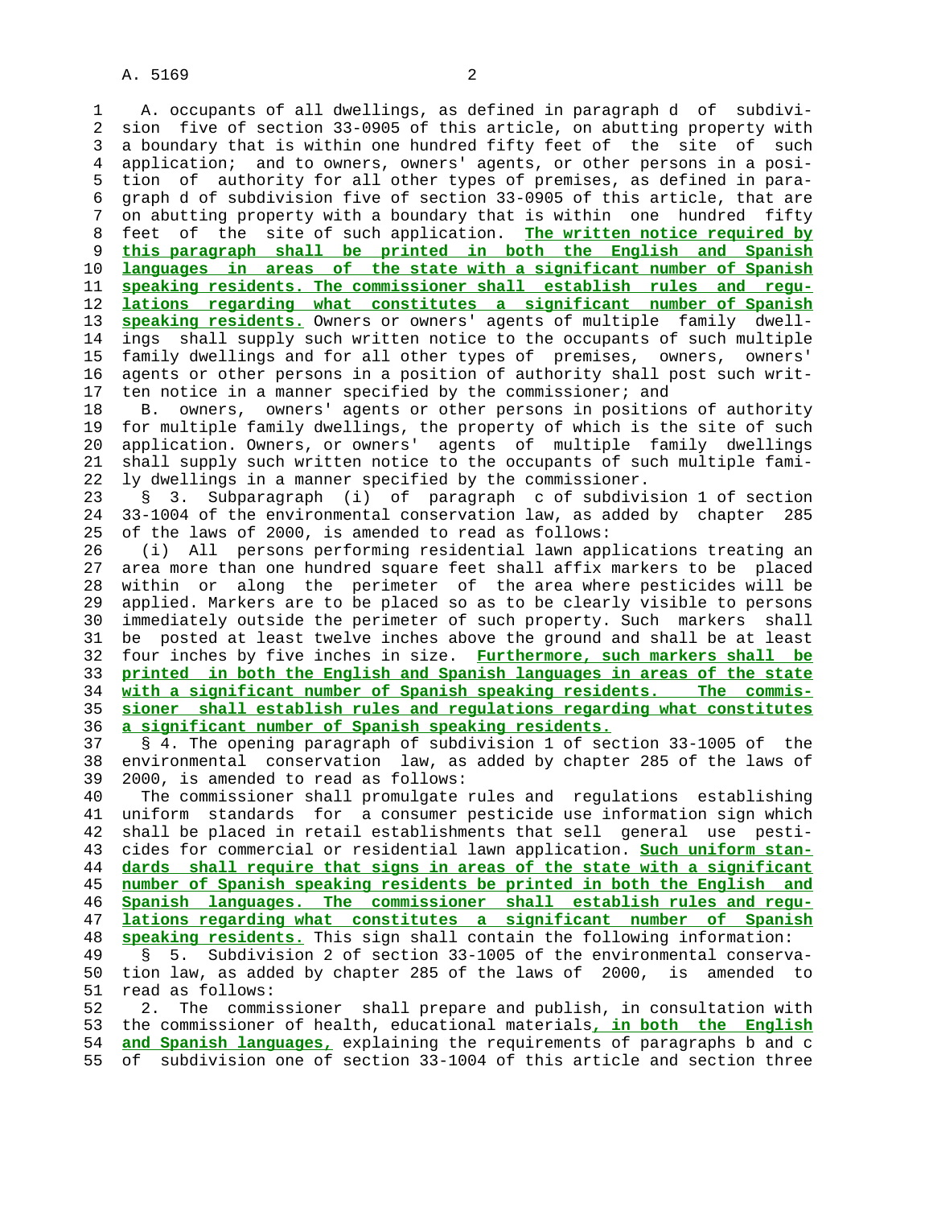A. occupants of all dwellings, as defined in paragraph d of subdivision five of section 33-0905 of this article, on abutting property with a boundary that is within one hundred fifty feet of the site of such application; and to owners, owners' agents, or other persons in a position of authority for all other types of premises, as defined in paragraph d of subdivision five of section 33-0905 of this article, that are on abutting property with a boundary that is within one hundred fifty feet of the site of such application. **The written notice required by this paragraph shall be printed in both the English and Spanish languages in areas of the state with a significant number of Spanish speaking residents. The commissioner shall establish rules and regulations regarding what constitutes a significant number of Spanish speaking residents.** Owners or owners' agents of multiple family dwellings shall supply such written notice to the occupants of such multiple family dwellings and for all other types of premises, owners, owners' agents or other persons in a position of authority shall post such written notice in a manner specified by the commissioner; and

B. owners, owners' agents or other persons in positions of authority for multiple family dwellings, the property of which is the site of such application. Owners, or owners' agents of multiple family dwellings shall supply such written notice to the occupants of such multiple family dwellings in a manner specified by the commissioner.

§ 3. Subparagraph (i) of paragraph c of subdivision 1 of section 33-1004 of the environmental conservation law, as added by chapter 285 of the laws of 2000, is amended to read as follows:

(i) All persons performing residential lawn applications treating an area more than one hundred square feet shall affix markers to be placed within or along the perimeter of the area where pesticides will be applied. Markers are to be placed so as to be clearly visible to persons immediately outside the perimeter of such property. Such markers shall be posted at least twelve inches above the ground and shall be at least four inches by five inches in size. **Furthermore, such markers shall be printed in both the English and Spanish languages in areas of the state with a significant number of Spanish speaking residents. The commissioner shall establish rules and regulations regarding what constitutes a significant number of Spanish speaking residents.**

§ 4. The opening paragraph of subdivision 1 of section 33-1005 of the environmental conservation law, as added by chapter 285 of the laws of 2000, is amended to read as follows:

The commissioner shall promulgate rules and regulations establishing uniform standards for a consumer pesticide use information sign which shall be placed in retail establishments that sell general use pesticides for commercial or residential lawn application. **Such uniform standards shall require that signs in areas of the state with a significant number of Spanish speaking residents be printed in both the English and Spanish languages. The commissioner shall establish rules and regulations regarding what constitutes a significant number of Spanish speaking residents.** This sign shall contain the following information:

§ 5. Subdivision 2 of section 33-1005 of the environmental conservation law, as added by chapter 285 of the laws of 2000, is amended to read as follows:

2. The commissioner shall prepare and publish, in consultation with the commissioner of health, educational materials**, in both the English and Spanish languages,** explaining the requirements of paragraphs b and c of subdivision one of section 33-1004 of this article and section three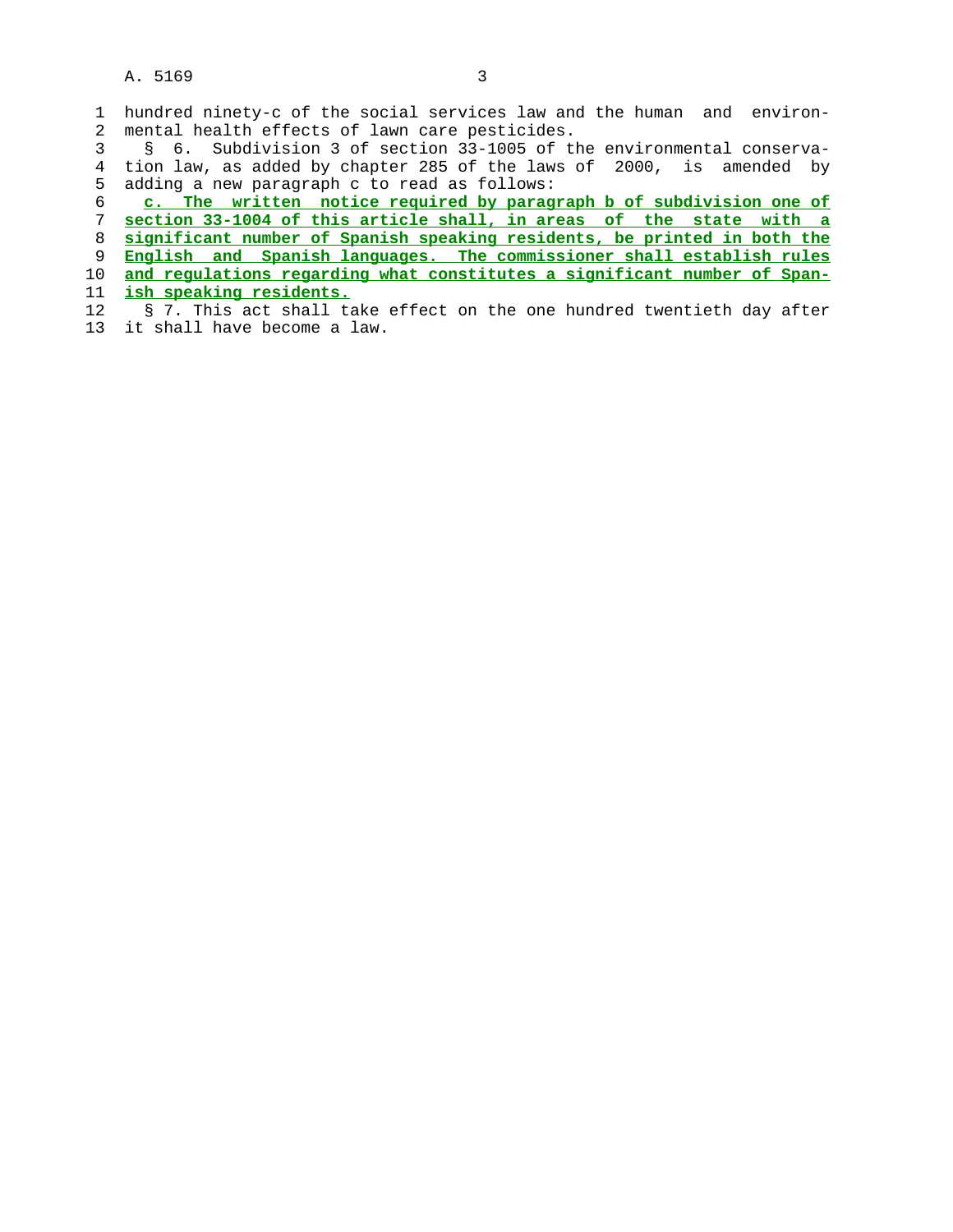hundred ninety-c of the social services law and the human and environmental health effects of lawn care pesticides.

§ 6. Subdivision 3 of section 33-1005 of the environmental conservation law, as added by chapter 285 of the laws of 2000, is amended by adding a new paragraph c to read as follows:

**c. The written notice required by paragraph b of subdivision one of section 33-1004 of this article shall, in areas of the state with a significant number of Spanish speaking residents, be printed in both the English and Spanish languages. The commissioner shall establish rules and regulations regarding what constitutes a significant number of Spanish speaking residents.**

§ 7. This act shall take effect on the one hundred twentieth day after it shall have become a law.